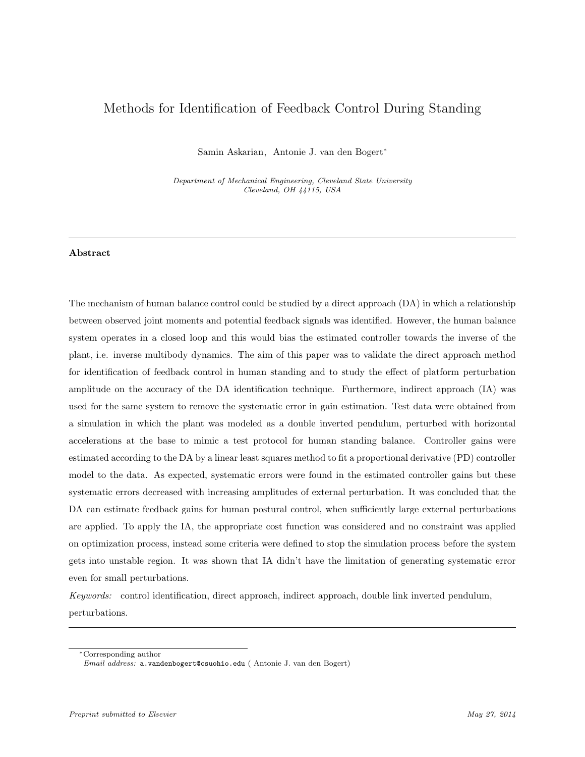# Methods for Identification of Feedback Control During Standing

Samin Askarian, Antonie J. van den Bogert*

*Department of Mechanical Engineering, Cleveland State University*
*Cleveland, OH 44115, USA*

---

**Abstract**

The mechanism of human balance control could be studied by a direct approach (DA) in which a relationship between observed joint moments and potential feedback signals was identified. However, the human balance system operates in a closed loop and this would bias the estimated controller towards the inverse of the plant, i.e. inverse multibody dynamics. The aim of this paper was to validate the direct approach method for identification of feedback control in human standing and to study the effect of platform perturbation amplitude on the accuracy of the DA identification technique. Furthermore, indirect approach (IA) was used for the same system to remove the systematic error in gain estimation. Test data were obtained from a simulation in which the plant was modeled as a double inverted pendulum, perturbed with horizontal accelerations at the base to mimic a test protocol for human standing balance. Controller gains were estimated according to the DA by a linear least squares method to fit a proportional derivative (PD) controller model to the data. As expected, systematic errors were found in the estimated controller gains but these systematic errors decreased with increasing amplitudes of external perturbation. It was concluded that the DA can estimate feedback gains for human postural control, when sufficiently large external perturbations are applied. To apply the IA, the appropriate cost function was considered and no constraint was applied on optimization process, instead some criteria were defined to stop the simulation process before the system gets into unstable region. It was shown that IA didn't have the limitation of generating systematic error even for small perturbations.

*Keywords:* control identification, direct approach, indirect approach, double link inverted pendulum, perturbations.

---

*Corresponding author
*Email address:* a.vandenbogert@csuohio.edu ( Antonie J. van den Bogert)

*Preprint submitted to Elsevier* *May 27, 2014*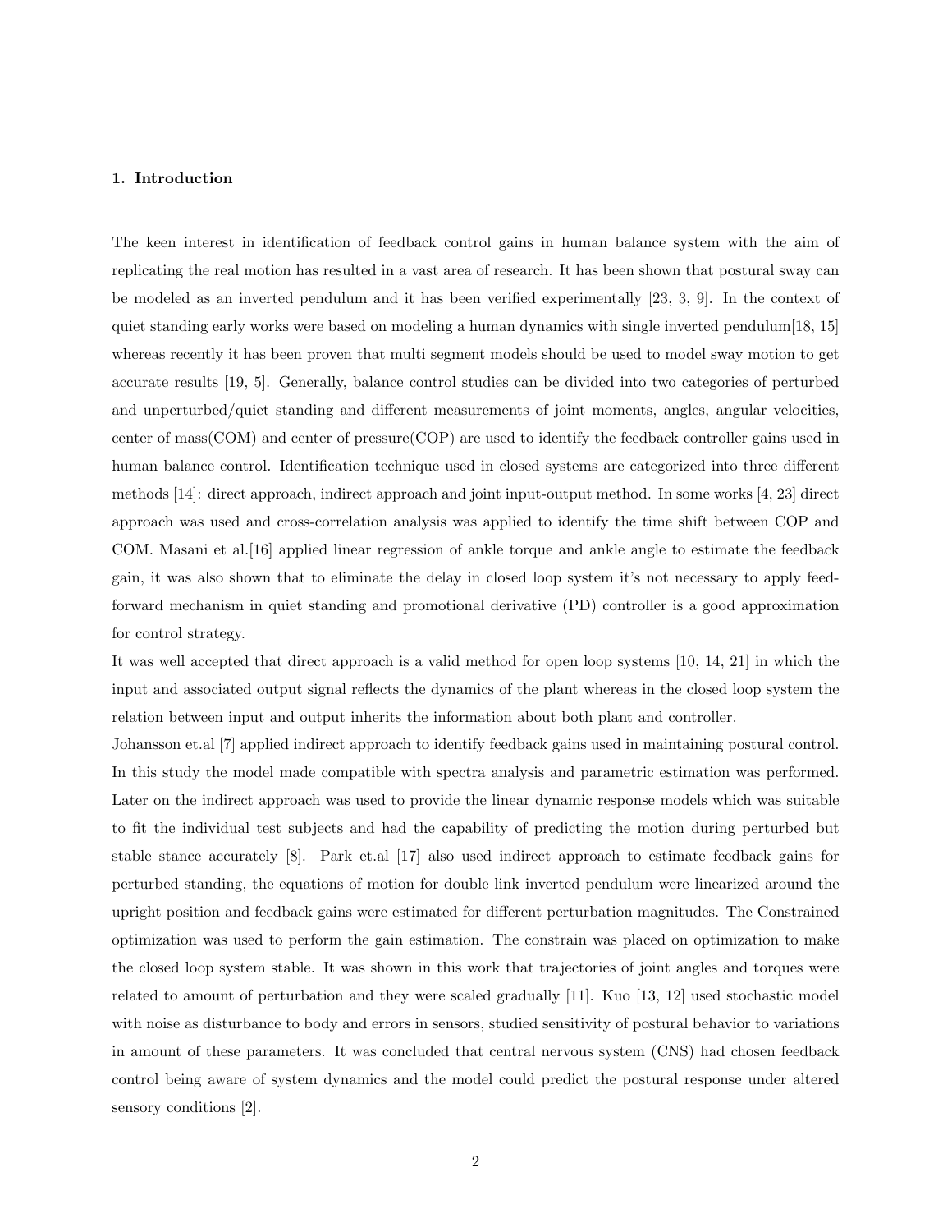## 1. Introduction

The keen interest in identification of feedback control gains in human balance system with the aim of replicating the real motion has resulted in a vast area of research. It has been shown that postural sway can be modeled as an inverted pendulum and it has been verified experimentally [23, 3, 9]. In the context of quiet standing early works were based on modeling a human dynamics with single inverted pendulum[18, 15] whereas recently it has been proven that multi segment models should be used to model sway motion to get accurate results [19, 5]. Generally, balance control studies can be divided into two categories of perturbed and unperturbed/quiet standing and different measurements of joint moments, angles, angular velocities, center of mass(COM) and center of pressure(COP) are used to identify the feedback controller gains used in human balance control. Identification technique used in closed systems are categorized into three different methods [14]: direct approach, indirect approach and joint input-output method. In some works [4, 23] direct approach was used and cross-correlation analysis was applied to identify the time shift between COP and COM. Masani et al.[16] applied linear regression of ankle torque and ankle angle to estimate the feedback gain, it was also shown that to eliminate the delay in closed loop system it's not necessary to apply feed-forward mechanism in quiet standing and promotional derivative (PD) controller is a good approximation for control strategy.

It was well accepted that direct approach is a valid method for open loop systems [10, 14, 21] in which the input and associated output signal reflects the dynamics of the plant whereas in the closed loop system the relation between input and output inherits the information about both plant and controller.

Johansson et.al [7] applied indirect approach to identify feedback gains used in maintaining postural control. In this study the model made compatible with spectra analysis and parametric estimation was performed. Later on the indirect approach was used to provide the linear dynamic response models which was suitable to fit the individual test subjects and had the capability of predicting the motion during perturbed but stable stance accurately [8]. Park et.al [17] also used indirect approach to estimate feedback gains for perturbed standing, the equations of motion for double link inverted pendulum were linearized around the upright position and feedback gains were estimated for different perturbation magnitudes. The Constrained optimization was used to perform the gain estimation. The constrain was placed on optimization to make the closed loop system stable. It was shown in this work that trajectories of joint angles and torques were related to amount of perturbation and they were scaled gradually [11]. Kuo [13, 12] used stochastic model with noise as disturbance to body and errors in sensors, studied sensitivity of postural behavior to variations in amount of these parameters. It was concluded that central nervous system (CNS) had chosen feedback control being aware of system dynamics and the model could predict the postural response under altered sensory conditions [2].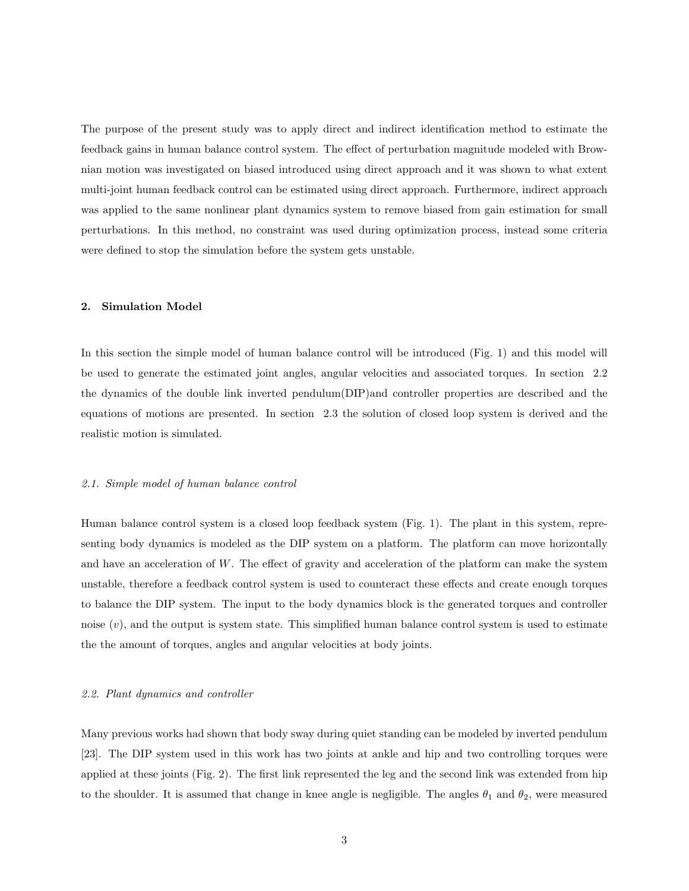The purpose of the present study was to apply direct and indirect identification method to estimate the feedback gains in human balance control system. The effect of perturbation magnitude modeled with Brownian motion was investigated on biased introduced using direct approach and it was shown to what extent multi-joint human feedback control can be estimated using direct approach. Furthermore, indirect approach was applied to the same nonlinear plant dynamics system to remove biased from gain estimation for small perturbations. In this method, no constraint was used during optimization process, instead some criteria were defined to stop the simulation before the system gets unstable.

## 2. Simulation Model

In this section the simple model of human balance control will be introduced (Fig. 1) and this model will be used to generate the estimated joint angles, angular velocities and associated torques. In section 2.2 the dynamics of the double link inverted pendulum(DIP)and controller properties are described and the equations of motions are presented. In section 2.3 the solution of closed loop system is derived and the realistic motion is simulated.

### *2.1. Simple model of human balance control*

Human balance control system is a closed loop feedback system (Fig. 1). The plant in this system, representing body dynamics is modeled as the DIP system on a platform. The platform can move horizontally and have an acceleration of $W$. The effect of gravity and acceleration of the platform can make the system unstable, therefore a feedback control system is used to counteract these effects and create enough torques to balance the DIP system. The input to the body dynamics block is the generated torques and controller noise ($v$), and the output is system state. This simplified human balance control system is used to estimate the the amount of torques, angles and angular velocities at body joints.

### *2.2. Plant dynamics and controller*

Many previous works had shown that body sway during quiet standing can be modeled by inverted pendulum [23]. The DIP system used in this work has two joints at ankle and hip and two controlling torques were applied at these joints (Fig. 2). The first link represented the leg and the second link was extended from hip to the shoulder. It is assumed that change in knee angle is negligible. The angles $\theta_1$ and $\theta_2$, were measured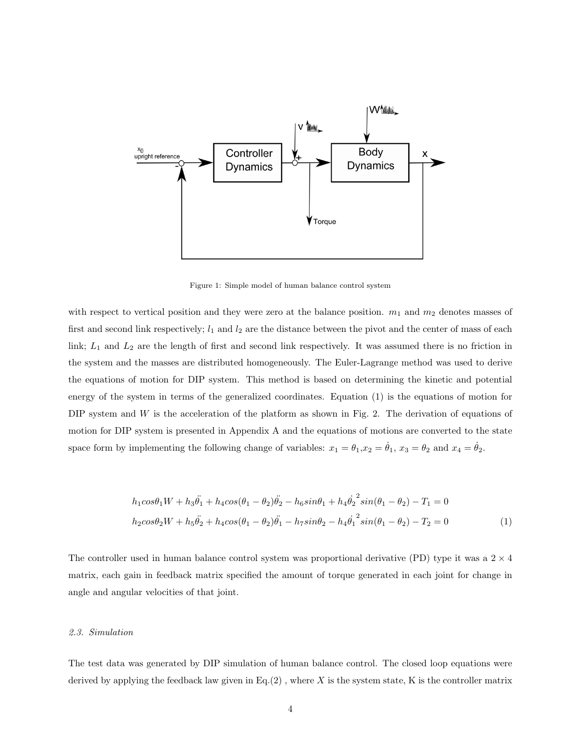Figure 1: Simple model of human balance control system

with respect to vertical position and they were zero at the balance position. $m_1$ and $m_2$ denotes masses of first and second link respectively; $l_1$ and $l_2$ are the distance between the pivot and the center of mass of each link; $L_1$ and $L_2$ are the length of first and second link respectively. It was assumed there is no friction in the system and the masses are distributed homogeneously. The Euler-Lagrange method was used to derive the equations of motion for DIP system. This method is based on determining the kinetic and potential energy of the system in terms of the generalized coordinates. Equation (1) is the equations of motion for DIP system and $W$ is the acceleration of the platform as shown in Fig. 2. The derivation of equations of motion for DIP system is presented in Appendix A and the equations of motions are converted to the state space form by implementing the following change of variables: $x_1 = \theta_1$, $x_2 = \dot{\theta}_1$, $x_3 = \theta_2$ and $x_4 = \dot{\theta}_2$.

$$
\begin{aligned}
&h_1 cos\theta_1 W + h_3\ddot{\theta}_1 + h_4 cos(\theta_1 - \theta_2)\ddot{\theta}_2 - h_6 sin\theta_1 + h_4\dot{\theta}_2^{\,2} sin(\theta_1 - \theta_2) - T_1 = 0 \\
&h_2 cos\theta_2 W + h_5\ddot{\theta}_2 + h_4 cos(\theta_1 - \theta_2)\ddot{\theta}_1 - h_7 sin\theta_2 - h_4\dot{\theta}_1^{\,2} sin(\theta_1 - \theta_2) - T_2 = 0
\end{aligned} \tag{1}
$$

The controller used in human balance control system was proportional derivative (PD) type it was a $2 \times 4$ matrix, each gain in feedback matrix specified the amount of torque generated in each joint for change in angle and angular velocities of that joint.

### *2.3. Simulation*

The test data was generated by DIP simulation of human balance control. The closed loop equations were derived by applying the feedback law given in Eq.(2) , where $X$ is the system state, K is the controller matrix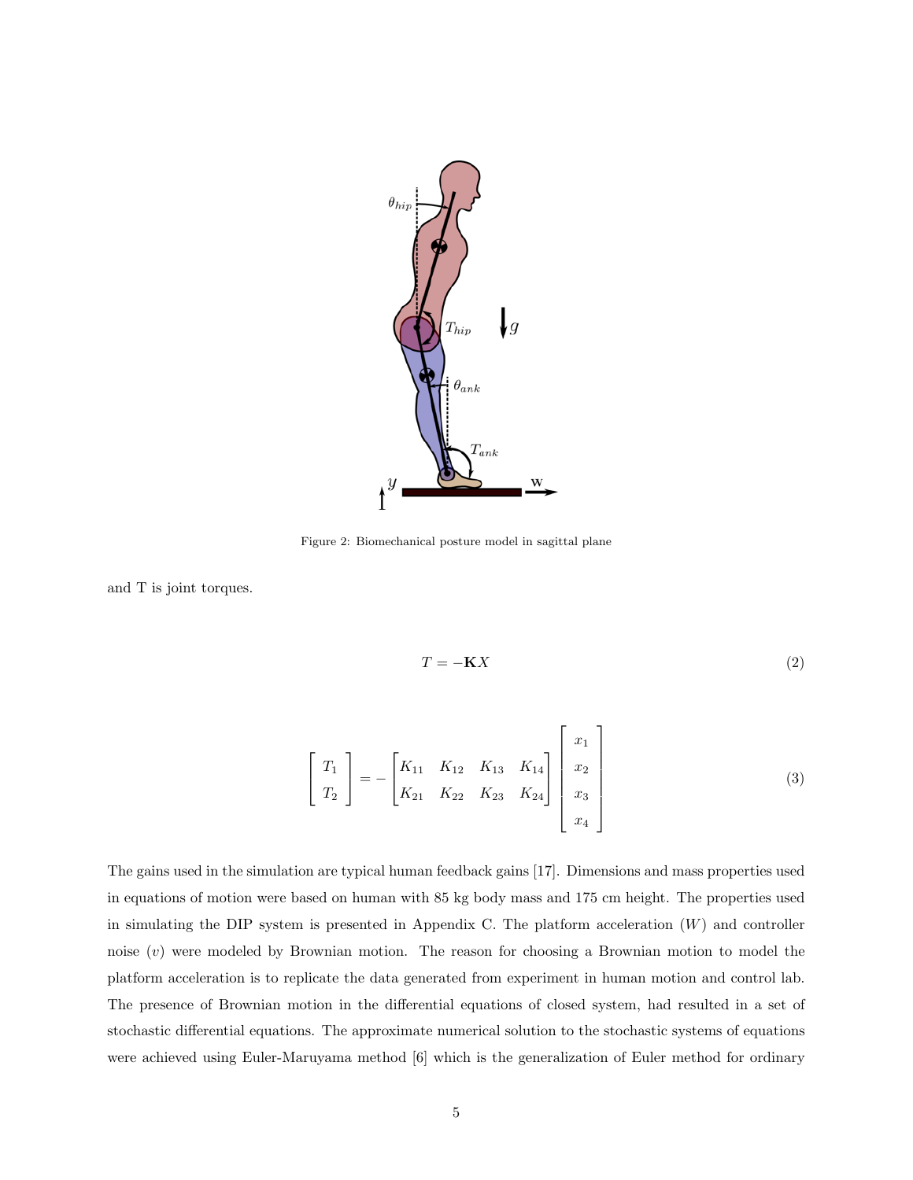Figure 2: Biomechanical posture model in sagittal plane

and T is joint torques.

$$T = -\mathbf{K}X \tag{2}$$

$$\begin{bmatrix} T_1 \\ T_2 \end{bmatrix} = - \begin{bmatrix} K_{11} & K_{12} & K_{13} & K_{14} \\ K_{21} & K_{22} & K_{23} & K_{24} \end{bmatrix} \begin{bmatrix} x_1 \\ x_2 \\ x_3 \\ x_4 \end{bmatrix} \tag{3}$$

The gains used in the simulation are typical human feedback gains [17]. Dimensions and mass properties used in equations of motion were based on human with 85 kg body mass and 175 cm height. The properties used in simulating the DIP system is presented in Appendix C. The platform acceleration ($W$) and controller noise ($v$) were modeled by Brownian motion. The reason for choosing a Brownian motion to model the platform acceleration is to replicate the data generated from experiment in human motion and control lab. The presence of Brownian motion in the differential equations of closed system, had resulted in a set of stochastic differential equations. The approximate numerical solution to the stochastic systems of equations were achieved using Euler-Maruyama method [6] which is the generalization of Euler method for ordinary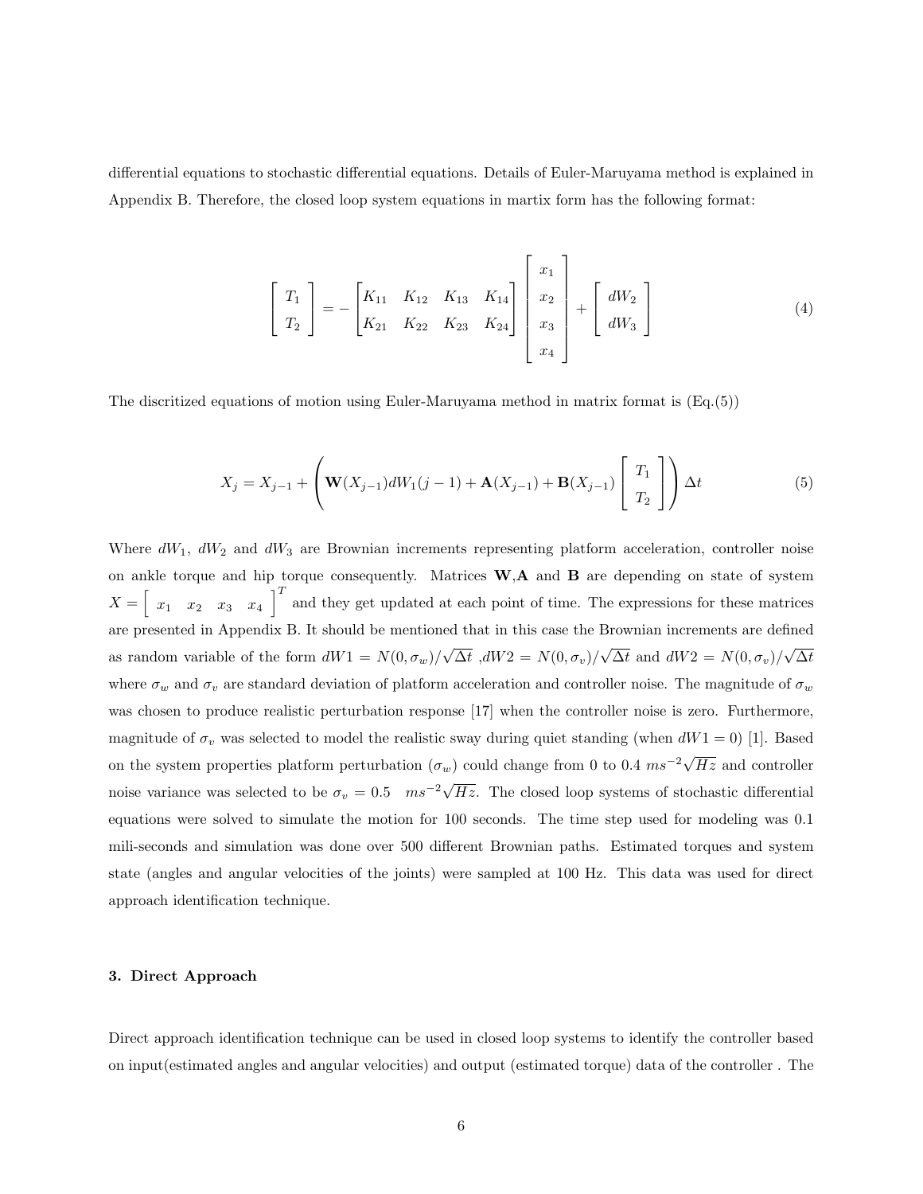differential equations to stochastic differential equations. Details of Euler-Maruyama method is explained in Appendix B. Therefore, the closed loop system equations in martix form has the following format:

$$
\begin{bmatrix} T_1 \\ T_2 \end{bmatrix} = - \begin{bmatrix} K_{11} & K_{12} & K_{13} & K_{14} \\ K_{21} & K_{22} & K_{23} & K_{24} \end{bmatrix} \begin{bmatrix} x_1 \\ x_2 \\ x_3 \\ x_4 \end{bmatrix} + \begin{bmatrix} dW_2 \\ dW_3 \end{bmatrix} \tag{4}
$$

The discritized equations of motion using Euler-Maruyama method in matrix format is (Eq.(5))

$$
X_j = X_{j-1} + \left( \mathbf{W}(X_{j-1}) dW_1(j-1) + \mathbf{A}(X_{j-1}) + \mathbf{B}(X_{j-1}) \begin{bmatrix} T_1 \\ T_2 \end{bmatrix} \right) \Delta t \tag{5}
$$

Where $dW_1$, $dW_2$ and $dW_3$ are Brownian increments representing platform acceleration, controller noise on ankle torque and hip torque consequently. Matrices $\mathbf{W}$,$\mathbf{A}$ and $\mathbf{B}$ are depending on state of system $X = \begin{bmatrix} x_1 & x_2 & x_3 & x_4 \end{bmatrix}^T$ and they get updated at each point of time. The expressions for these matrices are presented in Appendix B. It should be mentioned that in this case the Brownian increments are defined as random variable of the form $dW1 = N(0, \sigma_w)/\sqrt{\Delta t}$ ,$dW2 = N(0, \sigma_v)/\sqrt{\Delta t}$ and $dW2 = N(0, \sigma_v)/\sqrt{\Delta t}$ where $\sigma_w$ and $\sigma_v$ are standard deviation of platform acceleration and controller noise. The magnitude of $\sigma_w$ was chosen to produce realistic perturbation response [17] when the controller noise is zero. Furthermore, magnitude of $\sigma_v$ was selected to model the realistic sway during quiet standing (when $dW1 = 0$) [1]. Based on the system properties platform perturbation ($\sigma_w$) could change from 0 to 0.4 $ms^{-2}\sqrt{Hz}$ and controller noise variance was selected to be $\sigma_v = 0.5 \quad ms^{-2}\sqrt{Hz}$. The closed loop systems of stochastic differential equations were solved to simulate the motion for 100 seconds. The time step used for modeling was 0.1 mili-seconds and simulation was done over 500 different Brownian paths. Estimated torques and system state (angles and angular velocities of the joints) were sampled at 100 Hz. This data was used for direct approach identification technique.

### 3. Direct Approach

Direct approach identification technique can be used in closed loop systems to identify the controller based on input(estimated angles and angular velocities) and output (estimated torque) data of the controller . The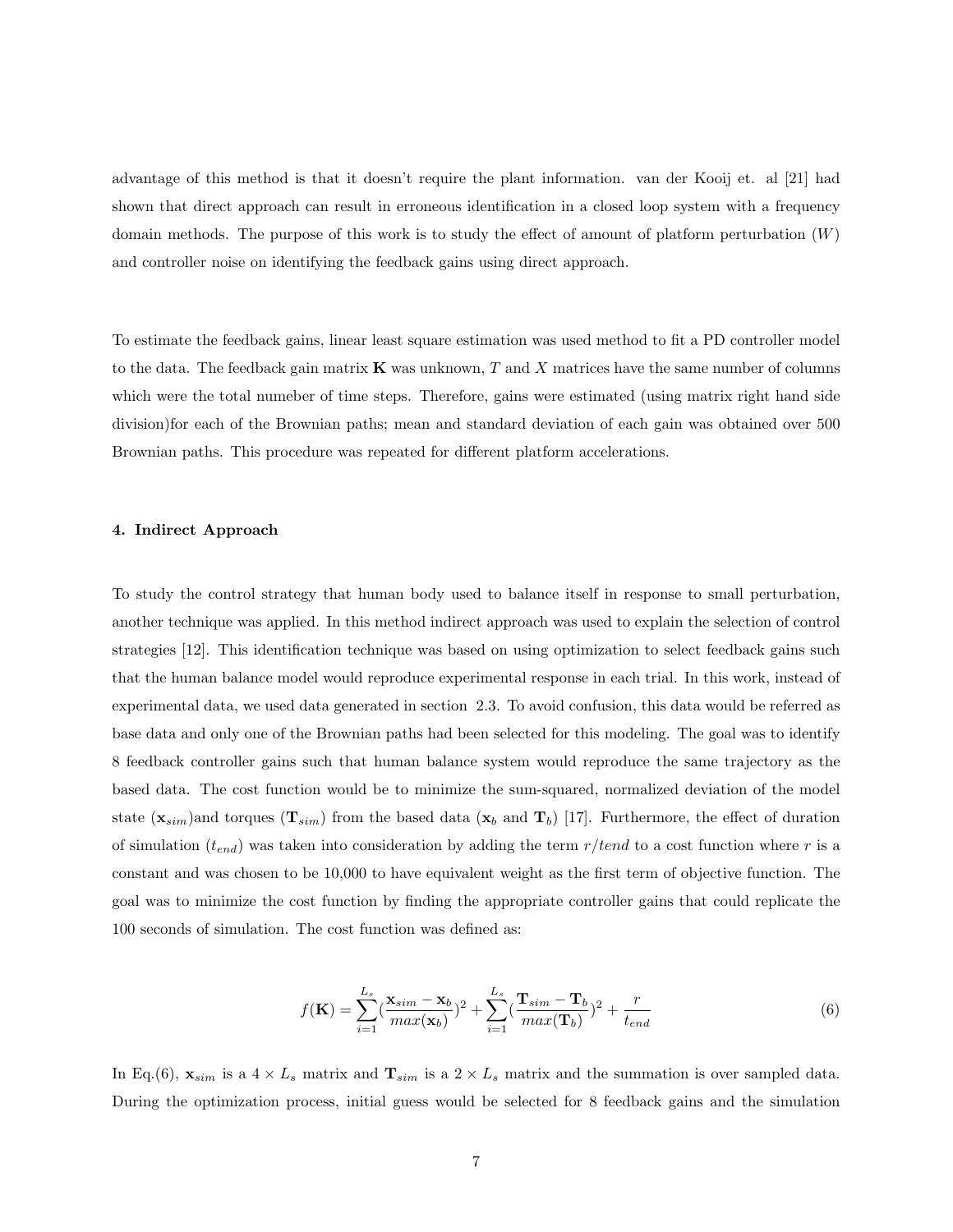advantage of this method is that it doesn't require the plant information. van der Kooij et. al [21] had shown that direct approach can result in erroneous identification in a closed loop system with a frequency domain methods. The purpose of this work is to study the effect of amount of platform perturbation ($W$) and controller noise on identifying the feedback gains using direct approach.

To estimate the feedback gains, linear least square estimation was used method to fit a PD controller model to the data. The feedback gain matrix $\mathbf{K}$ was unknown, $T$ and $X$ matrices have the same number of columns which were the total numeber of time steps. Therefore, gains were estimated (using matrix right hand side division)for each of the Brownian paths; mean and standard deviation of each gain was obtained over 500 Brownian paths. This procedure was repeated for different platform accelerations.

## 4. Indirect Approach

To study the control strategy that human body used to balance itself in response to small perturbation, another technique was applied. In this method indirect approach was used to explain the selection of control strategies [12]. This identification technique was based on using optimization to select feedback gains such that the human balance model would reproduce experimental response in each trial. In this work, instead of experimental data, we used data generated in section 2.3. To avoid confusion, this data would be referred as base data and only one of the Brownian paths had been selected for this modeling. The goal was to identify 8 feedback controller gains such that human balance system would reproduce the same trajectory as the based data. The cost function would be to minimize the sum-squared, normalized deviation of the model state ($\mathbf{x}_{sim}$)and torques ($\mathbf{T}_{sim}$) from the based data ($\mathbf{x}_b$ and $\mathbf{T}_b$) [17]. Furthermore, the effect of duration of simulation ($t_{end}$) was taken into consideration by adding the term $r/tend$ to a cost function where $r$ is a constant and was chosen to be 10,000 to have equivalent weight as the first term of objective function. The goal was to minimize the cost function by finding the appropriate controller gains that could replicate the 100 seconds of simulation. The cost function was defined as:

$$f(\mathbf{K}) = \sum_{i=1}^{L_s} \left(\frac{\mathbf{x}_{sim} - \mathbf{x}_b}{max(\mathbf{x}_b)}\right)^2 + \sum_{i=1}^{L_s} \left(\frac{\mathbf{T}_{sim} - \mathbf{T}_b}{max(\mathbf{T}_b)}\right)^2 + \frac{r}{t_{end}} \tag{6}$$

In Eq.(6), $\mathbf{x}_{sim}$ is a $4 \times L_s$ matrix and $\mathbf{T}_{sim}$ is a $2 \times L_s$ matrix and the summation is over sampled data. During the optimization process, initial guess would be selected for 8 feedback gains and the simulation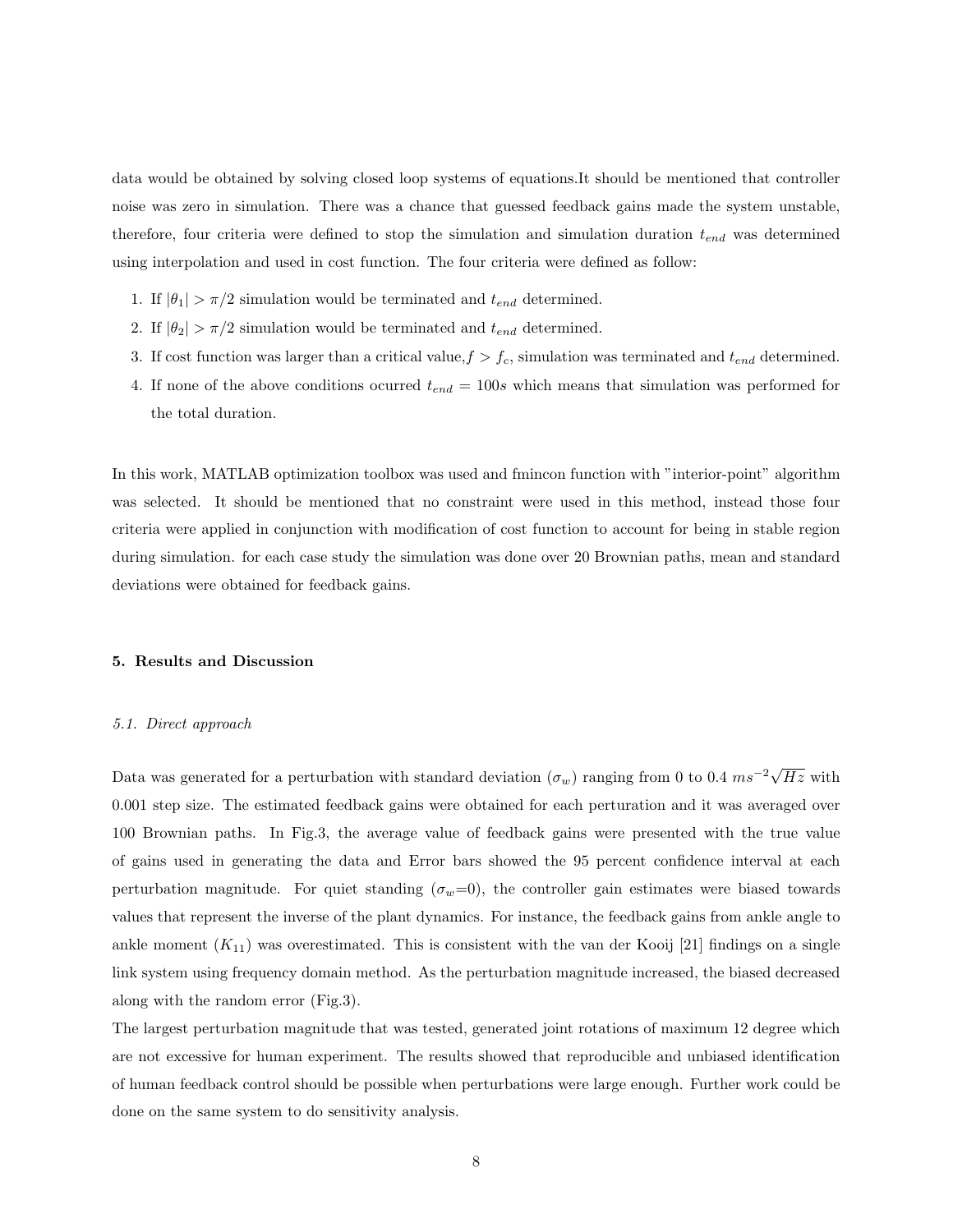data would be obtained by solving closed loop systems of equations.It should be mentioned that controller noise was zero in simulation. There was a chance that guessed feedback gains made the system unstable, therefore, four criteria were defined to stop the simulation and simulation duration $t_{end}$ was determined using interpolation and used in cost function. The four criteria were defined as follow:

1. If $|\theta_1| > \pi/2$ simulation would be terminated and $t_{end}$ determined.
2. If $|\theta_2| > \pi/2$ simulation would be terminated and $t_{end}$ determined.
3. If cost function was larger than a critical value, $f > f_c$, simulation was terminated and $t_{end}$ determined.
4. If none of the above conditions ocurred $t_{end} = 100s$ which means that simulation was performed for the total duration.

In this work, MATLAB optimization toolbox was used and fmincon function with "interior-point" algorithm was selected. It should be mentioned that no constraint were used in this method, instead those four criteria were applied in conjunction with modification of cost function to account for being in stable region during simulation. for each case study the simulation was done over 20 Brownian paths, mean and standard deviations were obtained for feedback gains.

## 5. Results and Discussion

### *5.1. Direct approach*

Data was generated for a perturbation with standard deviation ($\sigma_w$) ranging from 0 to 0.4 $ms^{-2}\sqrt{Hz}$ with 0.001 step size. The estimated feedback gains were obtained for each perturation and it was averaged over 100 Brownian paths. In Fig.3, the average value of feedback gains were presented with the true value of gains used in generating the data and Error bars showed the 95 percent confidence interval at each perturbation magnitude. For quiet standing ($\sigma_w$=0), the controller gain estimates were biased towards values that represent the inverse of the plant dynamics. For instance, the feedback gains from ankle angle to ankle moment ($K_{11}$) was overestimated. This is consistent with the van der Kooij [21] findings on a single link system using frequency domain method. As the perturbation magnitude increased, the biased decreased along with the random error (Fig.3).

The largest perturbation magnitude that was tested, generated joint rotations of maximum 12 degree which are not excessive for human experiment. The results showed that reproducible and unbiased identification of human feedback control should be possible when perturbations were large enough. Further work could be done on the same system to do sensitivity analysis.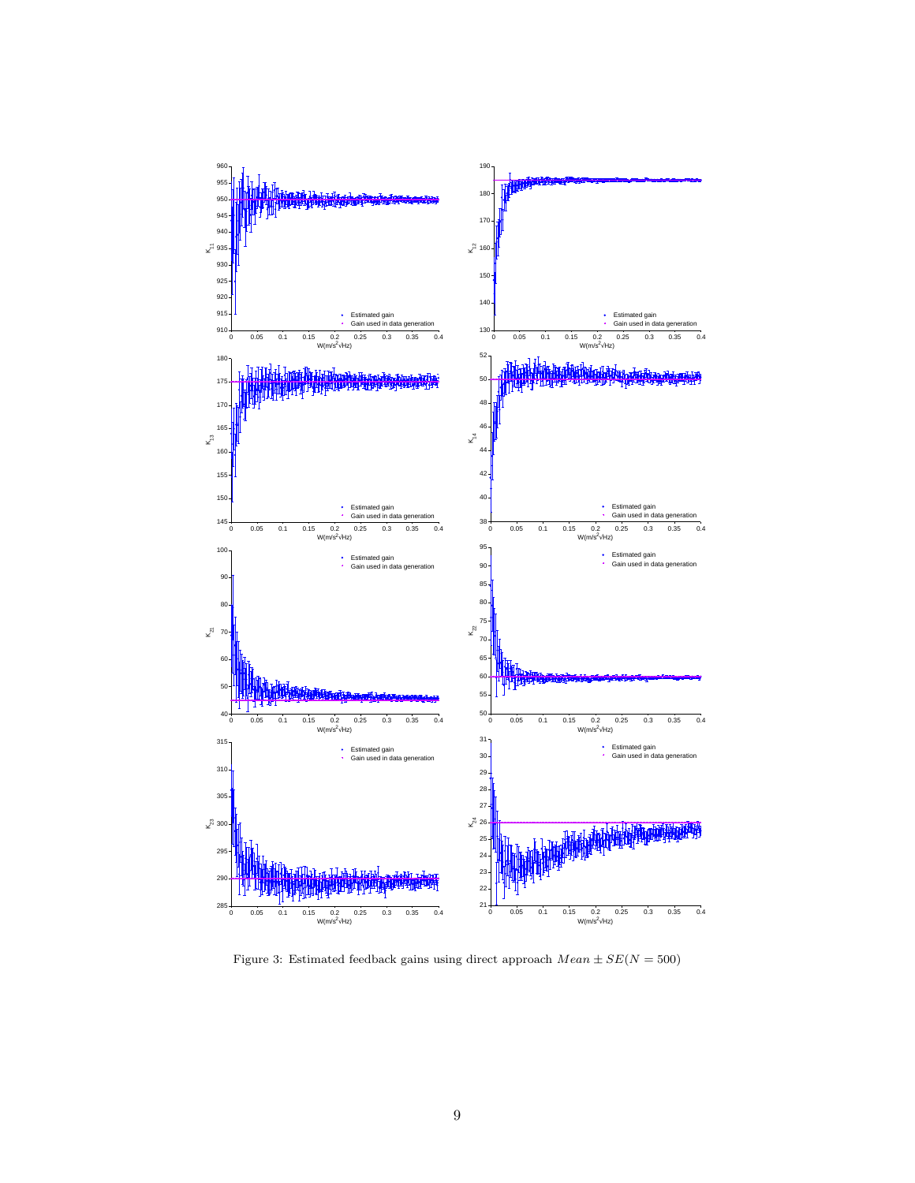Figure 3: Estimated feedback gains using direct approach $Mean \pm SE(N = 500)$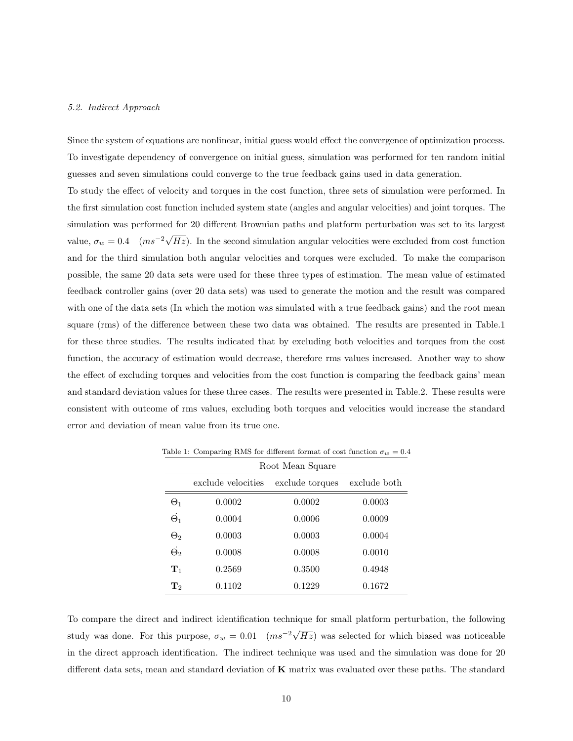*5.2. Indirect Approach*

Since the system of equations are nonlinear, initial guess would effect the convergence of optimization process. To investigate dependency of convergence on initial guess, simulation was performed for ten random initial guesses and seven simulations could converge to the true feedback gains used in data generation.

To study the effect of velocity and torques in the cost function, three sets of simulation were performed. In the first simulation cost function included system state (angles and angular velocities) and joint torques. The simulation was performed for 20 different Brownian paths and platform perturbation was set to its largest value, $\sigma_w = 0.4 \quad (ms^{-2}\sqrt{Hz})$. In the second simulation angular velocities were excluded from cost function and for the third simulation both angular velocities and torques were excluded. To make the comparison possible, the same 20 data sets were used for these three types of estimation. The mean value of estimated feedback controller gains (over 20 data sets) was used to generate the motion and the result was compared with one of the data sets (In which the motion was simulated with a true feedback gains) and the root mean square (rms) of the difference between these two data was obtained. The results are presented in Table.1 for these three studies. The results indicated that by excluding both velocities and torques from the cost function, the accuracy of estimation would decrease, therefore rms values increased. Another way to show the effect of excluding torques and velocities from the cost function is comparing the feedback gains' mean and standard deviation values for these three cases. The results were presented in Table.2. These results were consistent with outcome of rms values, excluding both torques and velocities would increase the standard error and deviation of mean value from its true one.

Table 1: Comparing RMS for different format of cost function $\sigma_w = 0.4$

| | Root Mean Square | | |
|---|---|---|---|
| | exclude velocities | exclude torques | exclude both |
| $\Theta_1$ | 0.0002 | 0.0002 | 0.0003 |
| $\dot{\Theta}_1$ | 0.0004 | 0.0006 | 0.0009 |
| $\Theta_2$ | 0.0003 | 0.0003 | 0.0004 |
| $\dot{\Theta}_2$ | 0.0008 | 0.0008 | 0.0010 |
| $\mathbf{T}_1$ | 0.2569 | 0.3500 | 0.4948 |
| $\mathbf{T}_2$ | 0.1102 | 0.1229 | 0.1672 |

To compare the direct and indirect identification technique for small platform perturbation, the following study was done. For this purpose, $\sigma_w = 0.01 \quad (ms^{-2}\sqrt{Hz})$ was selected for which biased was noticeable in the direct approach identification. The indirect technique was used and the simulation was done for 20 different data sets, mean and standard deviation of $\mathbf{K}$ matrix was evaluated over these paths. The standard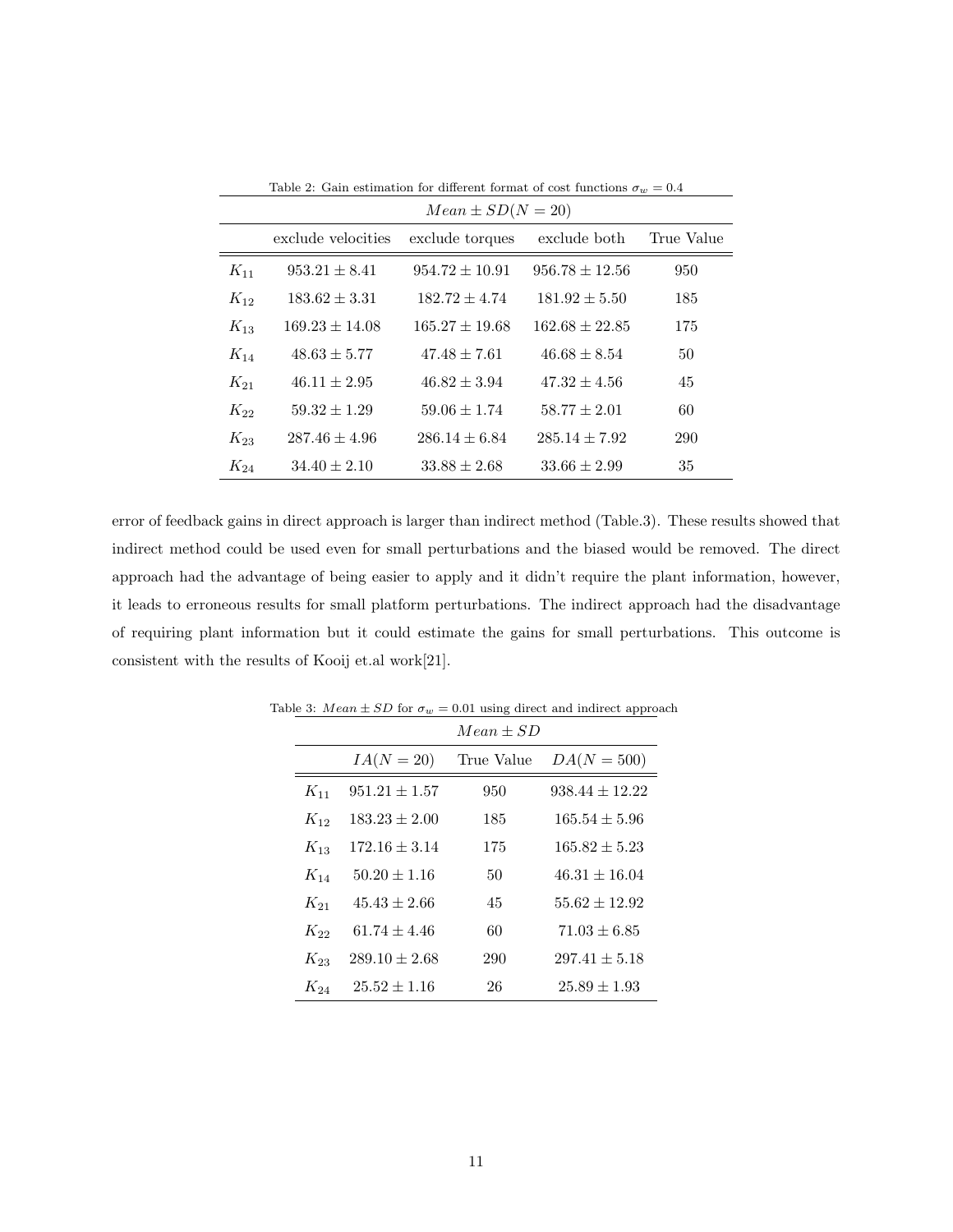Table 2: Gain estimation for different format of cost functions $\sigma_w = 0.4$

| | $Mean \pm SD(N = 20)$ | | | |
|---|---|---|---|---|
| | exclude velocities | exclude torques | exclude both | True Value |
| $K_{11}$ | $953.21 \pm 8.41$ | $954.72 \pm 10.91$ | $956.78 \pm 12.56$ | 950 |
| $K_{12}$ | $183.62 \pm 3.31$ | $182.72 \pm 4.74$ | $181.92 \pm 5.50$ | 185 |
| $K_{13}$ | $169.23 \pm 14.08$ | $165.27 \pm 19.68$ | $162.68 \pm 22.85$ | 175 |
| $K_{14}$ | $48.63 \pm 5.77$ | $47.48 \pm 7.61$ | $46.68 \pm 8.54$ | 50 |
| $K_{21}$ | $46.11 \pm 2.95$ | $46.82 \pm 3.94$ | $47.32 \pm 4.56$ | 45 |
| $K_{22}$ | $59.32 \pm 1.29$ | $59.06 \pm 1.74$ | $58.77 \pm 2.01$ | 60 |
| $K_{23}$ | $287.46 \pm 4.96$ | $286.14 \pm 6.84$ | $285.14 \pm 7.92$ | 290 |
| $K_{24}$ | $34.40 \pm 2.10$ | $33.88 \pm 2.68$ | $33.66 \pm 2.99$ | 35 |

error of feedback gains in direct approach is larger than indirect method (Table.3). These results showed that indirect method could be used even for small perturbations and the biased would be removed. The direct approach had the advantage of being easier to apply and it didn't require the plant information, however, it leads to erroneous results for small platform perturbations. The indirect approach had the disadvantage of requiring plant information but it could estimate the gains for small perturbations. This outcome is consistent with the results of Kooij et.al work[21].

Table 3: $Mean \pm SD$ for $\sigma_w = 0.01$ using direct and indirect approach

| | $Mean \pm SD$ | | |
|---|---|---|---|
| | $IA(N = 20)$ | True Value | $DA(N = 500)$ |
| $K_{11}$ | $951.21 \pm 1.57$ | 950 | $938.44 \pm 12.22$ |
| $K_{12}$ | $183.23 \pm 2.00$ | 185 | $165.54 \pm 5.96$ |
| $K_{13}$ | $172.16 \pm 3.14$ | 175 | $165.82 \pm 5.23$ |
| $K_{14}$ | $50.20 \pm 1.16$ | 50 | $46.31 \pm 16.04$ |
| $K_{21}$ | $45.43 \pm 2.66$ | 45 | $55.62 \pm 12.92$ |
| $K_{22}$ | $61.74 \pm 4.46$ | 60 | $71.03 \pm 6.85$ |
| $K_{23}$ | $289.10 \pm 2.68$ | 290 | $297.41 \pm 5.18$ |
| $K_{24}$ | $25.52 \pm 1.16$ | 26 | $25.89 \pm 1.93$ |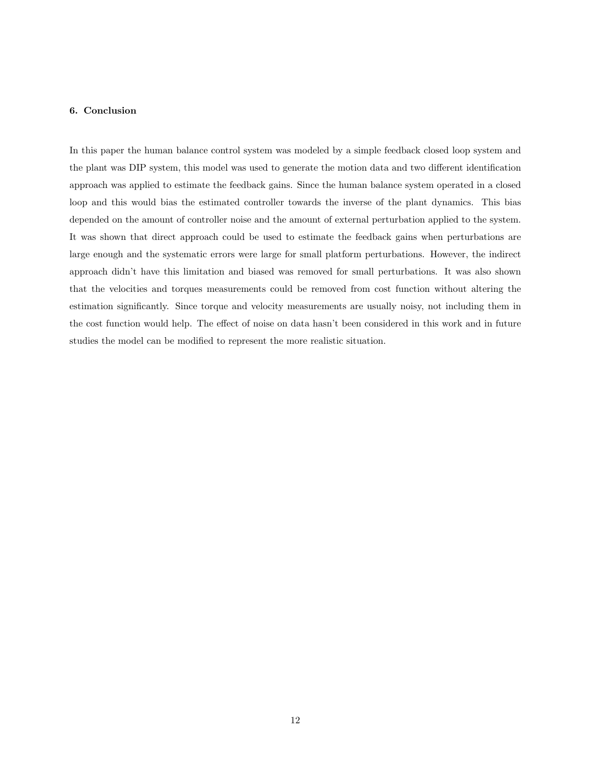## 6. Conclusion

In this paper the human balance control system was modeled by a simple feedback closed loop system and the plant was DIP system, this model was used to generate the motion data and two different identification approach was applied to estimate the feedback gains. Since the human balance system operated in a closed loop and this would bias the estimated controller towards the inverse of the plant dynamics. This bias depended on the amount of controller noise and the amount of external perturbation applied to the system. It was shown that direct approach could be used to estimate the feedback gains when perturbations are large enough and the systematic errors were large for small platform perturbations. However, the indirect approach didn't have this limitation and biased was removed for small perturbations. It was also shown that the velocities and torques measurements could be removed from cost function without altering the estimation significantly. Since torque and velocity measurements are usually noisy, not including them in the cost function would help. The effect of noise on data hasn't been considered in this work and in future studies the model can be modified to represent the more realistic situation.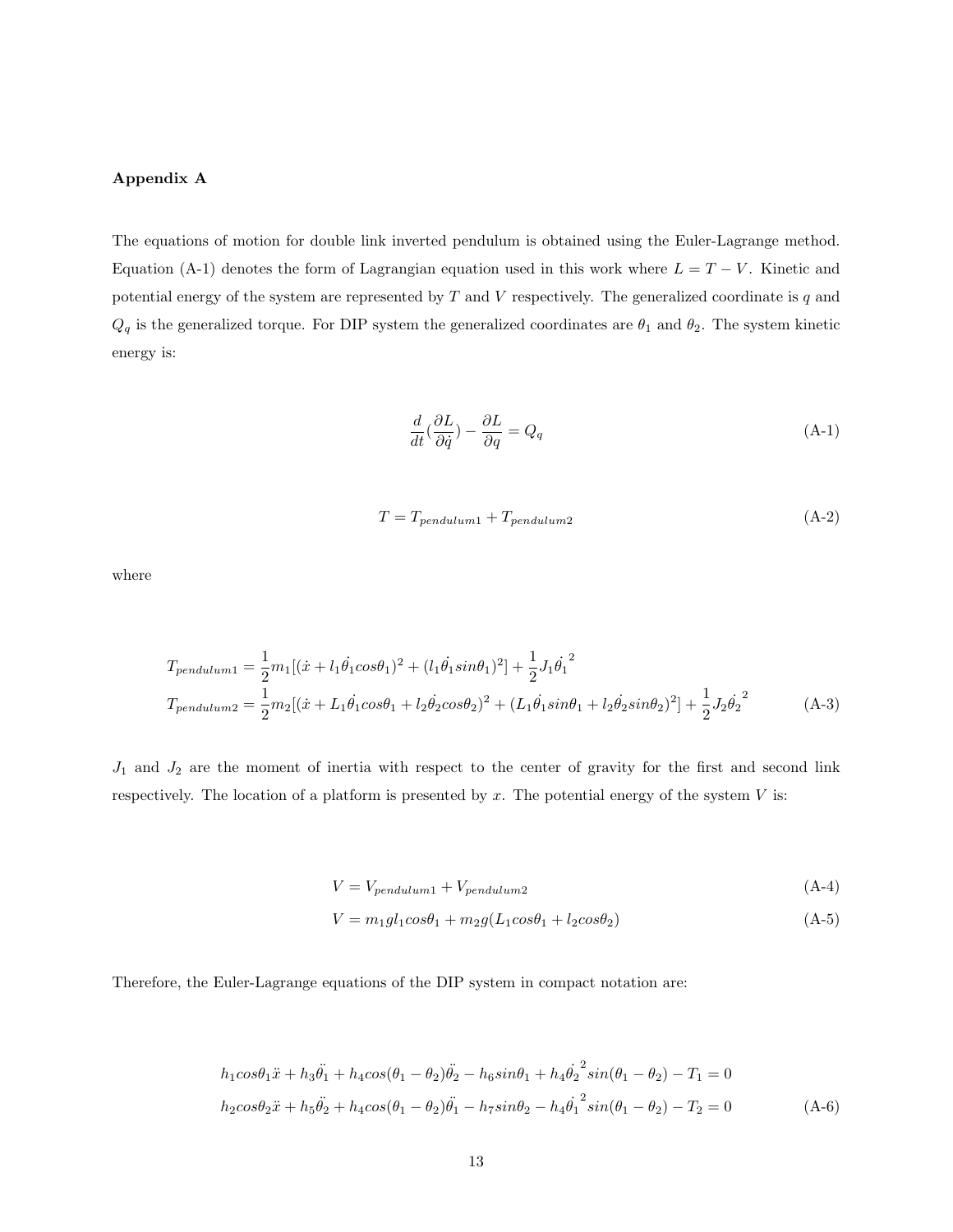### Appendix A

The equations of motion for double link inverted pendulum is obtained using the Euler-Lagrange method. Equation (A-1) denotes the form of Lagrangian equation used in this work where $L = T - V$. Kinetic and potential energy of the system are represented by $T$ and $V$ respectively. The generalized coordinate is $q$ and $Q_q$ is the generalized torque. For DIP system the generalized coordinates are $\theta_1$ and $\theta_2$. The system kinetic energy is:

$$\frac{d}{dt}(\frac{\partial L}{\partial \dot{q}}) - \frac{\partial L}{\partial q} = Q_q \tag{A-1}$$

$$T = T_{pendulum1} + T_{pendulum2} \tag{A-2}$$

where

$$\begin{aligned}
T_{pendulum1} &= \frac{1}{2}m_1[(\dot{x} + l_1\dot{\theta_1}cos\theta_1)^2 + (l_1\dot{\theta_1}sin\theta_1)^2] + \frac{1}{2}J_1\dot{\theta_1}^2 \\
T_{pendulum2} &= \frac{1}{2}m_2[(\dot{x} + L_1\dot{\theta_1}cos\theta_1 + l_2\dot{\theta_2}cos\theta_2)^2 + (L_1\dot{\theta_1}sin\theta_1 + l_2\dot{\theta_2}sin\theta_2)^2] + \frac{1}{2}J_2\dot{\theta_2}^2
\end{aligned} \tag{A-3}$$

$J_1$ and $J_2$ are the moment of inertia with respect to the center of gravity for the first and second link respectively. The location of a platform is presented by $x$. The potential energy of the system $V$ is:

$$V = V_{pendulum1} + V_{pendulum2} \tag{A-4}$$

$$V = m_1gl_1cos\theta_1 + m_2g(L_1cos\theta_1 + l_2cos\theta_2) \tag{A-5}$$

Therefore, the Euler-Lagrange equations of the DIP system in compact notation are:

$$\begin{aligned}
&h_1cos\theta_1\ddot{x} + h_3\ddot{\theta_1} + h_4cos(\theta_1 - \theta_2)\ddot{\theta_2} - h_6sin\theta_1 + h_4\dot{\theta_2}^2sin(\theta_1 - \theta_2) - T_1 = 0 \\
&h_2cos\theta_2\ddot{x} + h_5\ddot{\theta_2} + h_4cos(\theta_1 - \theta_2)\ddot{\theta_1} - h_7sin\theta_2 - h_4\dot{\theta_1}^2sin(\theta_1 - \theta_2) - T_2 = 0
\end{aligned} \tag{A-6}$$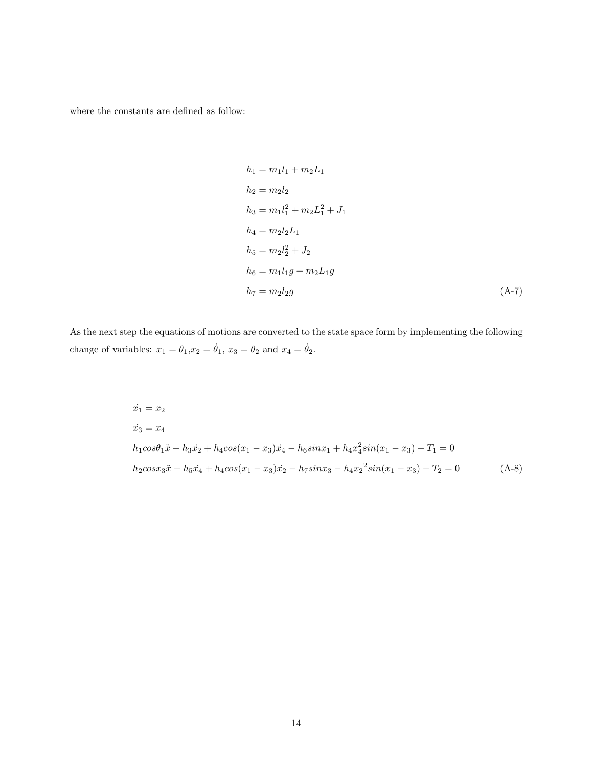where the constants are defined as follow:

$$
\begin{aligned}
h_1 &= m_1 l_1 + m_2 L_1 \\
h_2 &= m_2 l_2 \\
h_3 &= m_1 l_1^2 + m_2 L_1^2 + J_1 \\
h_4 &= m_2 l_2 L_1 \\
h_5 &= m_2 l_2^2 + J_2 \\
h_6 &= m_1 l_1 g + m_2 L_1 g \\
h_7 &= m_2 l_2 g
\end{aligned}
\tag{A-7}
$$

As the next step the equations of motions are converted to the state space form by implementing the following change of variables: $x_1 = \theta_1$,$x_2 = \dot{\theta}_1$, $x_3 = \theta_2$ and $x_4 = \dot{\theta}_2$.

$$
\begin{aligned}
&\dot{x_1} = x_2 \\
&\dot{x_3} = x_4 \\
&h_1 cos\theta_1 \ddot{x} + h_3 \dot{x_2} + h_4 cos(x_1 - x_3)\dot{x_4} - h_6 sin x_1 + h_4 x_4^2 sin(x_1 - x_3) - T_1 = 0 \\
&h_2 cos x_3 \ddot{x} + h_5 \dot{x_4} + h_4 cos(x_1 - x_3)\dot{x_2} - h_7 sin x_3 - h_4 {x_2}^2 sin(x_1 - x_3) - T_2 = 0
\end{aligned}
\tag{A-8}
$$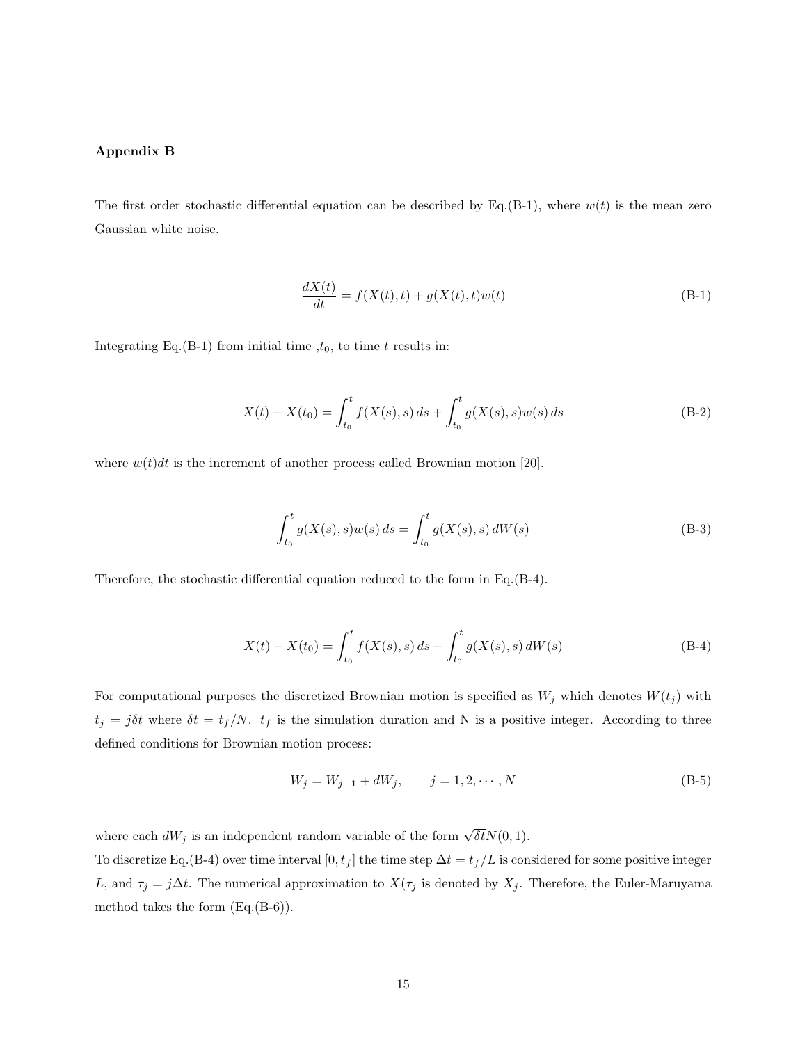### Appendix B

The first order stochastic differential equation can be described by Eq.(B-1), where $w(t)$ is the mean zero Gaussian white noise.

$$\frac{dX(t)}{dt} = f(X(t), t) + g(X(t), t)w(t) \tag{B-1}$$

Integrating Eq.(B-1) from initial time ,$t_0$, to time $t$ results in:

$$X(t) - X(t_0) = \int_{t_0}^{t} f(X(s), s)\, ds + \int_{t_0}^{t} g(X(s), s)w(s)\, ds \tag{B-2}$$

where $w(t)dt$ is the increment of another process called Brownian motion [20].

$$\int_{t_0}^{t} g(X(s), s)w(s)\, ds = \int_{t_0}^{t} g(X(s), s)\, dW(s) \tag{B-3}$$

Therefore, the stochastic differential equation reduced to the form in Eq.(B-4).

$$X(t) - X(t_0) = \int_{t_0}^{t} f(X(s), s)\, ds + \int_{t_0}^{t} g(X(s), s)\, dW(s) \tag{B-4}$$

For computational purposes the discretized Brownian motion is specified as $W_j$ which denotes $W(t_j)$ with $t_j = j\delta t$ where $\delta t = t_f/N$. $t_f$ is the simulation duration and N is a positive integer. According to three defined conditions for Brownian motion process:

$$W_j = W_{j-1} + dW_j, \qquad j = 1, 2, \cdots, N \tag{B-5}$$

where each $dW_j$ is an independent random variable of the form $\sqrt{\delta t}N(0, 1)$.
To discretize Eq.(B-4) over time interval $[0, t_f]$ the time step $\Delta t = t_f/L$ is considered for some positive integer $L$, and $\tau_j = j\Delta t$. The numerical approximation to $X(\tau_j$ is denoted by $X_j$. Therefore, the Euler-Maruyama method takes the form (Eq.(B-6)).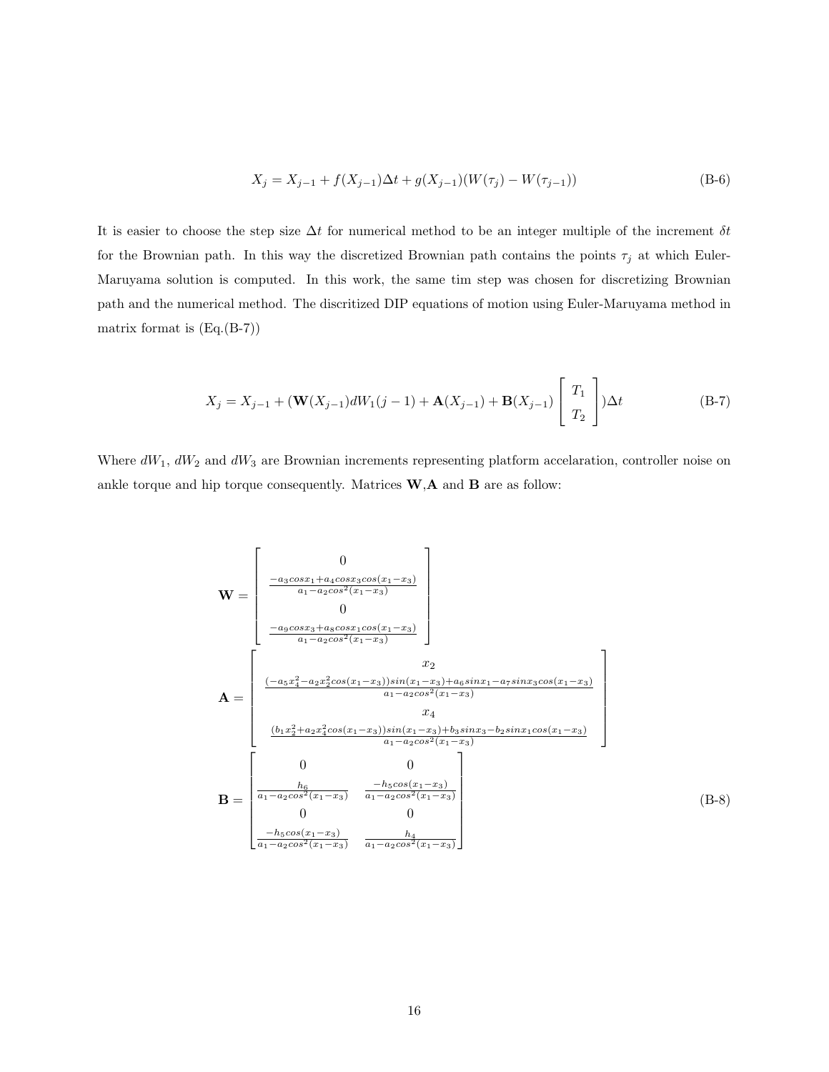$$X_j = X_{j-1} + f(X_{j-1})\Delta t + g(X_{j-1})(W(\tau_j) - W(\tau_{j-1})) \tag{B-6}$$

It is easier to choose the step size $\Delta t$ for numerical method to be an integer multiple of the increment $\delta t$ for the Brownian path. In this way the discretized Brownian path contains the points $\tau_j$ at which Euler-Maruyama solution is computed. In this work, the same tim step was chosen for discretizing Brownian path and the numerical method. The discritized DIP equations of motion using Euler-Maruyama method in matrix format is (Eq.(B-7))

$$X_j = X_{j-1} + (\mathbf{W}(X_{j-1})dW_1(j-1) + \mathbf{A}(X_{j-1}) + \mathbf{B}(X_{j-1}) \begin{bmatrix} T_1 \\ T_2 \end{bmatrix})\Delta t \tag{B-7}$$

Where $dW_1$, $dW_2$ and $dW_3$ are Brownian increments representing platform accelaration, controller noise on ankle torque and hip torque consequently. Matrices $\mathbf{W}$,$\mathbf{A}$ and $\mathbf{B}$ are as follow:

$$\mathbf{W} = \begin{bmatrix} 0 \\ \frac{-a_3 cos x_1 + a_4 cos x_3 cos(x_1 - x_3)}{a_1 - a_2 cos^2(x_1 - x_3)} \\ 0 \\ \frac{-a_9 cos x_3 + a_8 cos x_1 cos(x_1 - x_3)}{a_1 - a_2 cos^2(x_1 - x_3)} \end{bmatrix}$$

$$\mathbf{A} = \begin{bmatrix} x_2 \\ \frac{(-a_5 x_4^2 - a_2 x_2^2 cos(x_1 - x_3)) sin(x_1 - x_3) + a_6 sin x_1 - a_7 sin x_3 cos(x_1 - x_3)}{a_1 - a_2 cos^2(x_1 - x_3)} \\ x_4 \\ \frac{(b_1 x_2^2 + a_2 x_4^2 cos(x_1 - x_3)) sin(x_1 - x_3) + b_3 sin x_3 - b_2 sin x_1 cos(x_1 - x_3)}{a_1 - a_2 cos^2(x_1 - x_3)} \end{bmatrix}$$

$$\mathbf{B} = \begin{bmatrix} 0 & 0 \\ \frac{h_6}{a_1 - a_2 cos^2(x_1 - x_3)} & \frac{-h_5 cos(x_1 - x_3)}{a_1 - a_2 cos^2(x_1 - x_3)} \\ 0 & 0 \\ \frac{-h_5 cos(x_1 - x_3)}{a_1 - a_2 cos^2(x_1 - x_3)} & \frac{h_4}{a_1 - a_2 cos^2(x_1 - x_3)} \end{bmatrix} \tag{B-8}$$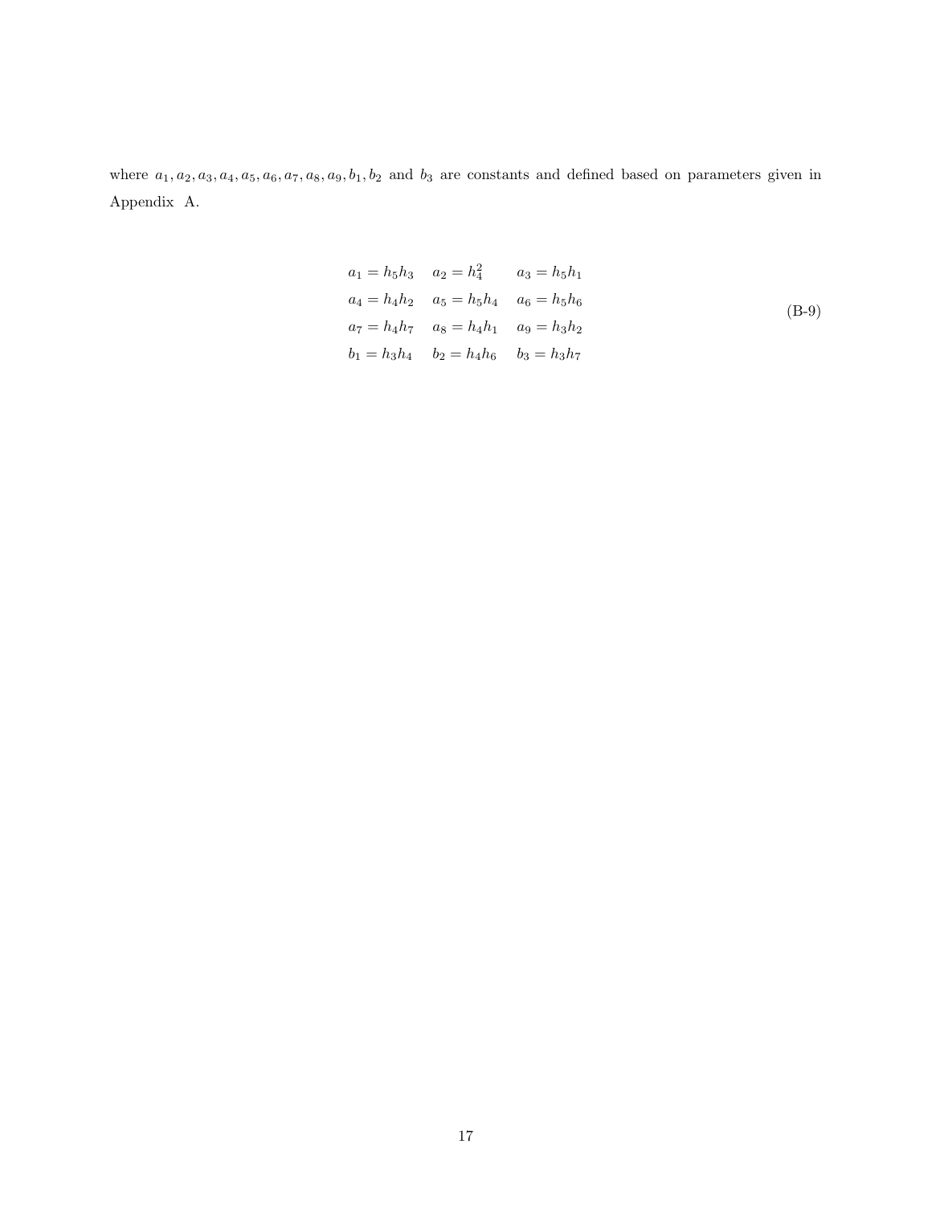where $a_1, a_2, a_3, a_4, a_5, a_6, a_7, a_8, a_9, b_1, b_2$ and $b_3$ are constants and defined based on parameters given in Appendix A.

$$
\begin{aligned}
&a_1 = h_5 h_3 \quad && a_2 = h_4^2 \quad && a_3 = h_5 h_1 \\
&a_4 = h_4 h_2 \quad && a_5 = h_5 h_4 \quad && a_6 = h_5 h_6 \\
&a_7 = h_4 h_7 \quad && a_8 = h_4 h_1 \quad && a_9 = h_3 h_2 \\
&b_1 = h_3 h_4 \quad && b_2 = h_4 h_6 \quad && b_3 = h_3 h_7
\end{aligned}
\tag{B-9}
$$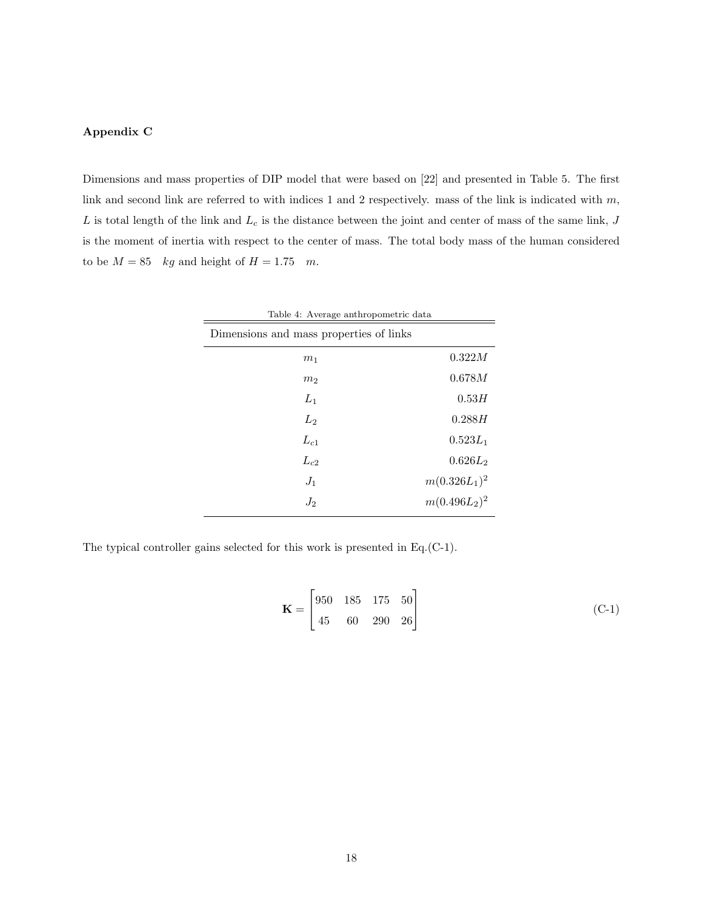**Appendix C**

Dimensions and mass properties of DIP model that were based on [22] and presented in Table 5. The first link and second link are referred to with indices 1 and 2 respectively. mass of the link is indicated with $m$, $L$ is total length of the link and $L_c$ is the distance between the joint and center of mass of the same link, $J$ is the moment of inertia with respect to the center of mass. The total body mass of the human considered to be $M = 85 \quad kg$ and height of $H = 1.75 \quad m$.

Table 4: Average anthropometric data

| Dimensions and mass properties of links | |
|---|---|
| $m_1$ | $0.322M$ |
| $m_2$ | $0.678M$ |
| $L_1$ | $0.53H$ |
| $L_2$ | $0.288H$ |
| $L_{c1}$ | $0.523L_1$ |
| $L_{c2}$ | $0.626L_2$ |
| $J_1$ | $m(0.326L_1)^2$ |
| $J_2$ | $m(0.496L_2)^2$ |

The typical controller gains selected for this work is presented in Eq.(C-1).

$$\mathbf{K} = \begin{bmatrix} 950 & 185 & 175 & 50 \\ 45 & 60 & 290 & 26 \end{bmatrix} \tag{C-1}$$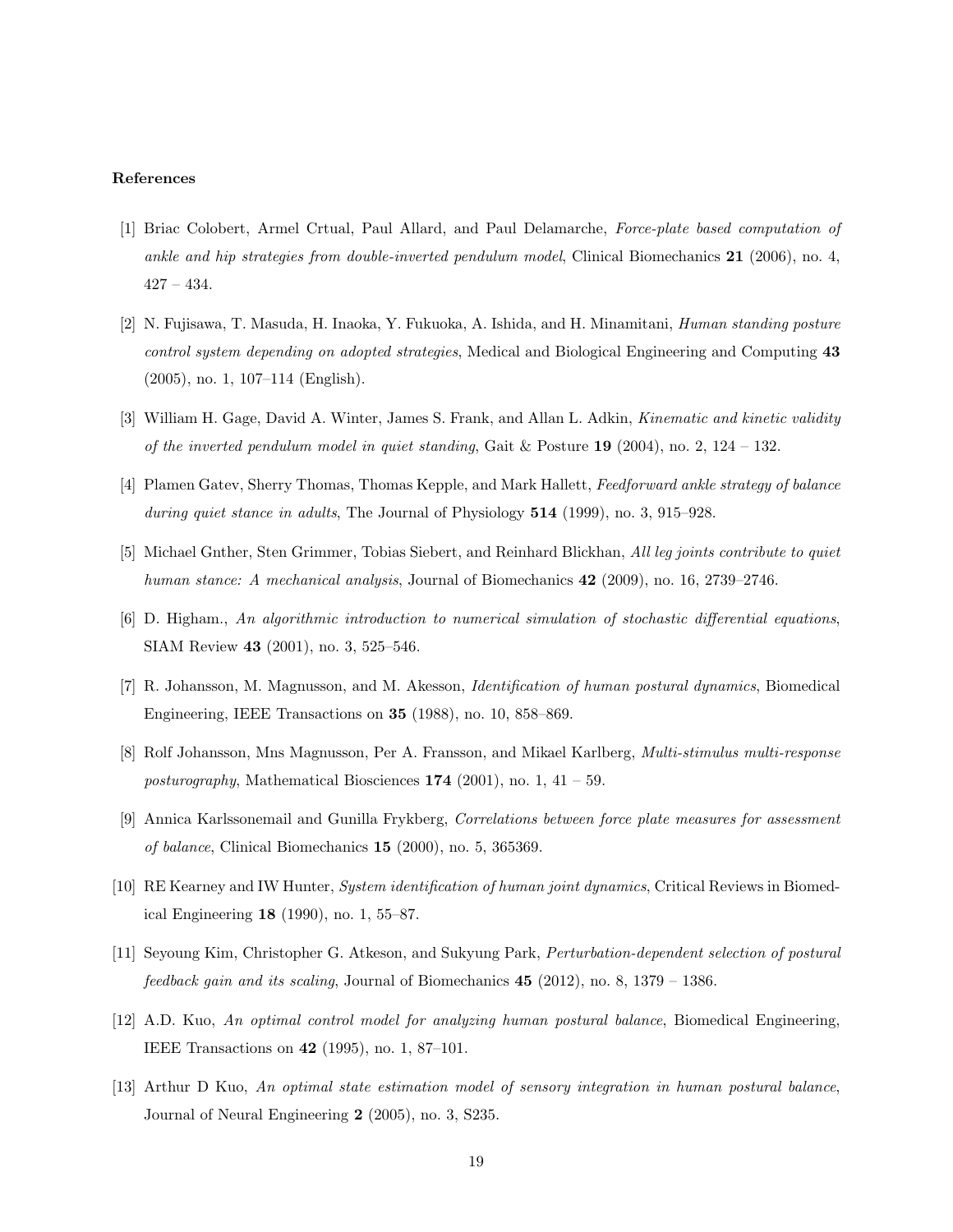**References**

[1] Briac Colobert, Armel Crtual, Paul Allard, and Paul Delamarche, *Force-plate based computation of ankle and hip strategies from double-inverted pendulum model*, Clinical Biomechanics **21** (2006), no. 4, 427 – 434.

[2] N. Fujisawa, T. Masuda, H. Inaoka, Y. Fukuoka, A. Ishida, and H. Minamitani, *Human standing posture control system depending on adopted strategies*, Medical and Biological Engineering and Computing **43** (2005), no. 1, 107–114 (English).

[3] William H. Gage, David A. Winter, James S. Frank, and Allan L. Adkin, *Kinematic and kinetic validity of the inverted pendulum model in quiet standing*, Gait & Posture **19** (2004), no. 2, 124 – 132.

[4] Plamen Gatev, Sherry Thomas, Thomas Kepple, and Mark Hallett, *Feedforward ankle strategy of balance during quiet stance in adults*, The Journal of Physiology **514** (1999), no. 3, 915–928.

[5] Michael Gnther, Sten Grimmer, Tobias Siebert, and Reinhard Blickhan, *All leg joints contribute to quiet human stance: A mechanical analysis*, Journal of Biomechanics **42** (2009), no. 16, 2739–2746.

[6] D. Higham., *An algorithmic introduction to numerical simulation of stochastic differential equations*, SIAM Review **43** (2001), no. 3, 525–546.

[7] R. Johansson, M. Magnusson, and M. Akesson, *Identification of human postural dynamics*, Biomedical Engineering, IEEE Transactions on **35** (1988), no. 10, 858–869.

[8] Rolf Johansson, Mns Magnusson, Per A. Fransson, and Mikael Karlberg, *Multi-stimulus multi-response posturography*, Mathematical Biosciences **174** (2001), no. 1, 41 – 59.

[9] Annica Karlssonemail and Gunilla Frykberg, *Correlations between force plate measures for assessment of balance*, Clinical Biomechanics **15** (2000), no. 5, 365369.

[10] RE Kearney and IW Hunter, *System identification of human joint dynamics*, Critical Reviews in Biomedical Engineering **18** (1990), no. 1, 55–87.

[11] Seyoung Kim, Christopher G. Atkeson, and Sukyung Park, *Perturbation-dependent selection of postural feedback gain and its scaling*, Journal of Biomechanics **45** (2012), no. 8, 1379 – 1386.

[12] A.D. Kuo, *An optimal control model for analyzing human postural balance*, Biomedical Engineering, IEEE Transactions on **42** (1995), no. 1, 87–101.

[13] Arthur D Kuo, *An optimal state estimation model of sensory integration in human postural balance*, Journal of Neural Engineering **2** (2005), no. 3, S235.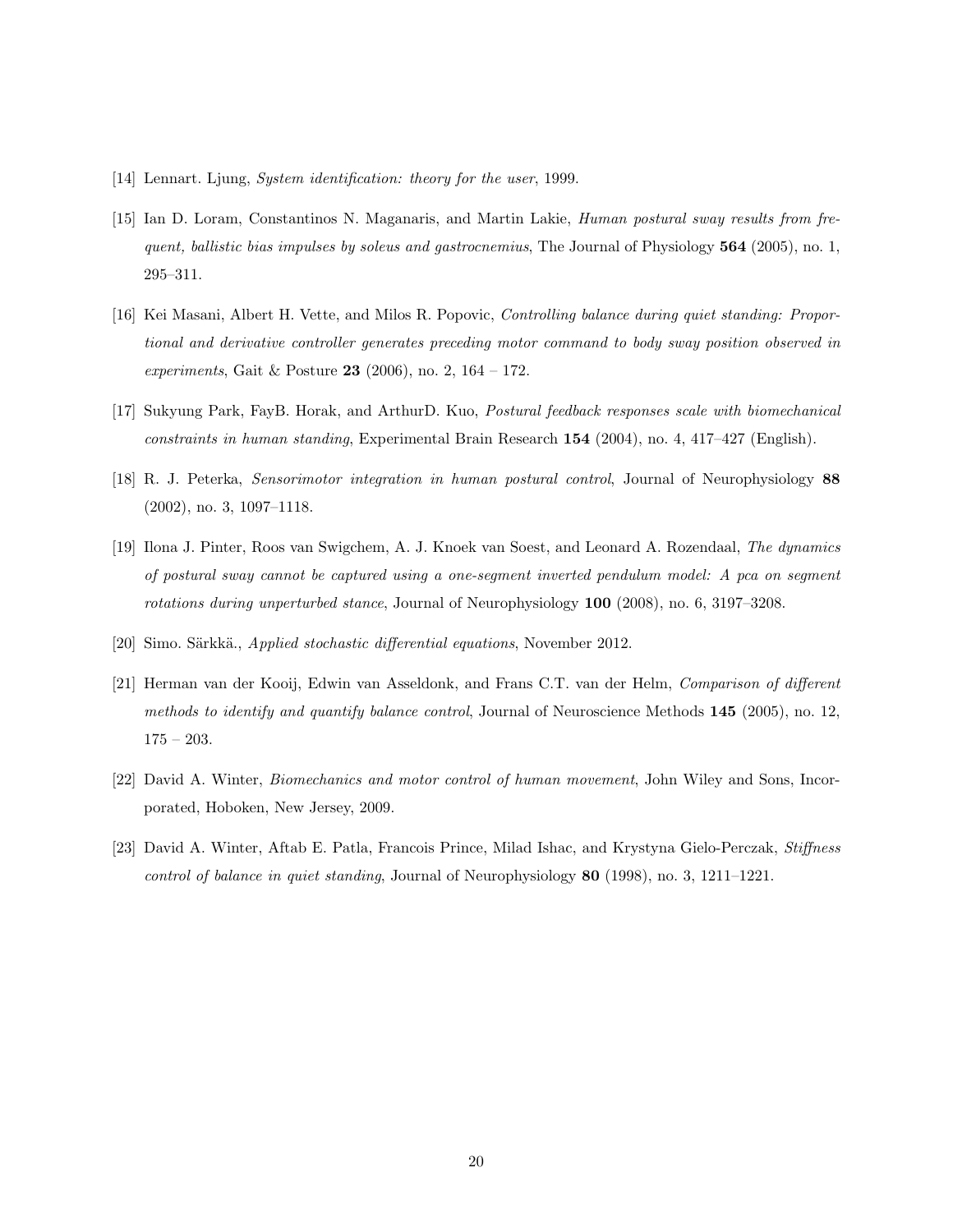[14] Lennart. Ljung, *System identification: theory for the user*, 1999.

[15] Ian D. Loram, Constantinos N. Maganaris, and Martin Lakie, *Human postural sway results from frequent, ballistic bias impulses by soleus and gastrocnemius*, The Journal of Physiology **564** (2005), no. 1, 295–311.

[16] Kei Masani, Albert H. Vette, and Milos R. Popovic, *Controlling balance during quiet standing: Proportional and derivative controller generates preceding motor command to body sway position observed in experiments*, Gait & Posture **23** (2006), no. 2, 164 – 172.

[17] Sukyung Park, FayB. Horak, and ArthurD. Kuo, *Postural feedback responses scale with biomechanical constraints in human standing*, Experimental Brain Research **154** (2004), no. 4, 417–427 (English).

[18] R. J. Peterka, *Sensorimotor integration in human postural control*, Journal of Neurophysiology **88** (2002), no. 3, 1097–1118.

[19] Ilona J. Pinter, Roos van Swigchem, A. J. Knoek van Soest, and Leonard A. Rozendaal, *The dynamics of postural sway cannot be captured using a one-segment inverted pendulum model: A pca on segment rotations during unperturbed stance*, Journal of Neurophysiology **100** (2008), no. 6, 3197–3208.

[20] Simo. Särkkä., *Applied stochastic differential equations*, November 2012.

[21] Herman van der Kooij, Edwin van Asseldonk, and Frans C.T. van der Helm, *Comparison of different methods to identify and quantify balance control*, Journal of Neuroscience Methods **145** (2005), no. 12, 175 – 203.

[22] David A. Winter, *Biomechanics and motor control of human movement*, John Wiley and Sons, Incorporated, Hoboken, New Jersey, 2009.

[23] David A. Winter, Aftab E. Patla, Francois Prince, Milad Ishac, and Krystyna Gielo-Perczak, *Stiffness control of balance in quiet standing*, Journal of Neurophysiology **80** (1998), no. 3, 1211–1221.